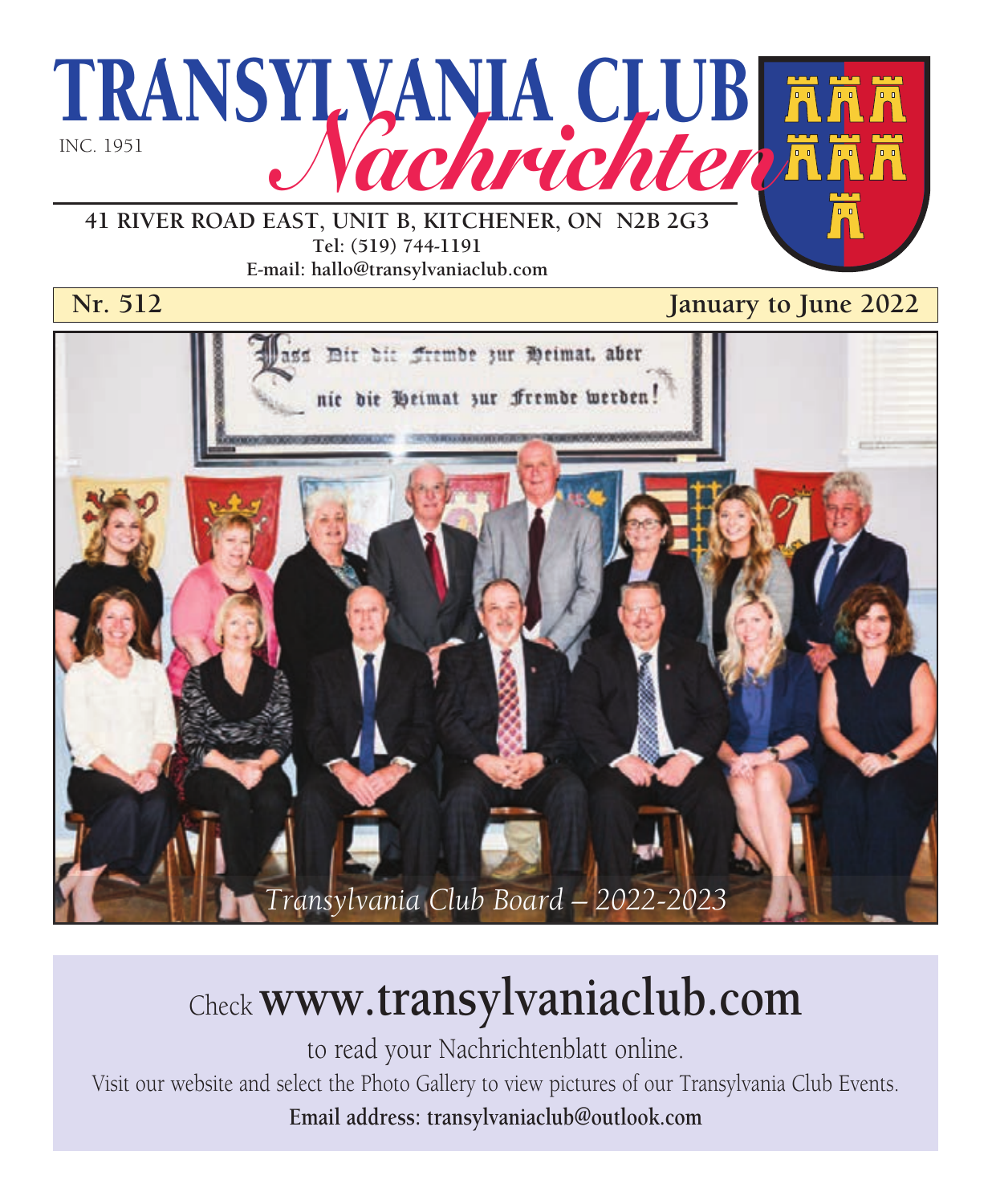# TRANSYLVANIA CLUB *Nachrichten*

INC. 1951

**41 RIVER ROAD EAST, UNIT B, KITCHENER, ON N2B 2G3**
**Tel: (519) 744-1191**
**E-mail: hallo@transylvaniaclub.com**

**Nr. 512** **January to June 2022**

Lass Dir die Fremde zur Heimat, aber nie die Heimat zur Fremde werden!

*Transylvania Club Board – 2022-2023*

Check **www.transylvaniaclub.com**

to read your Nachrichtenblatt online.

Visit our website and select the Photo Gallery to view pictures of our Transylvania Club Events.

**Email address: transylvaniaclub@outlook.com**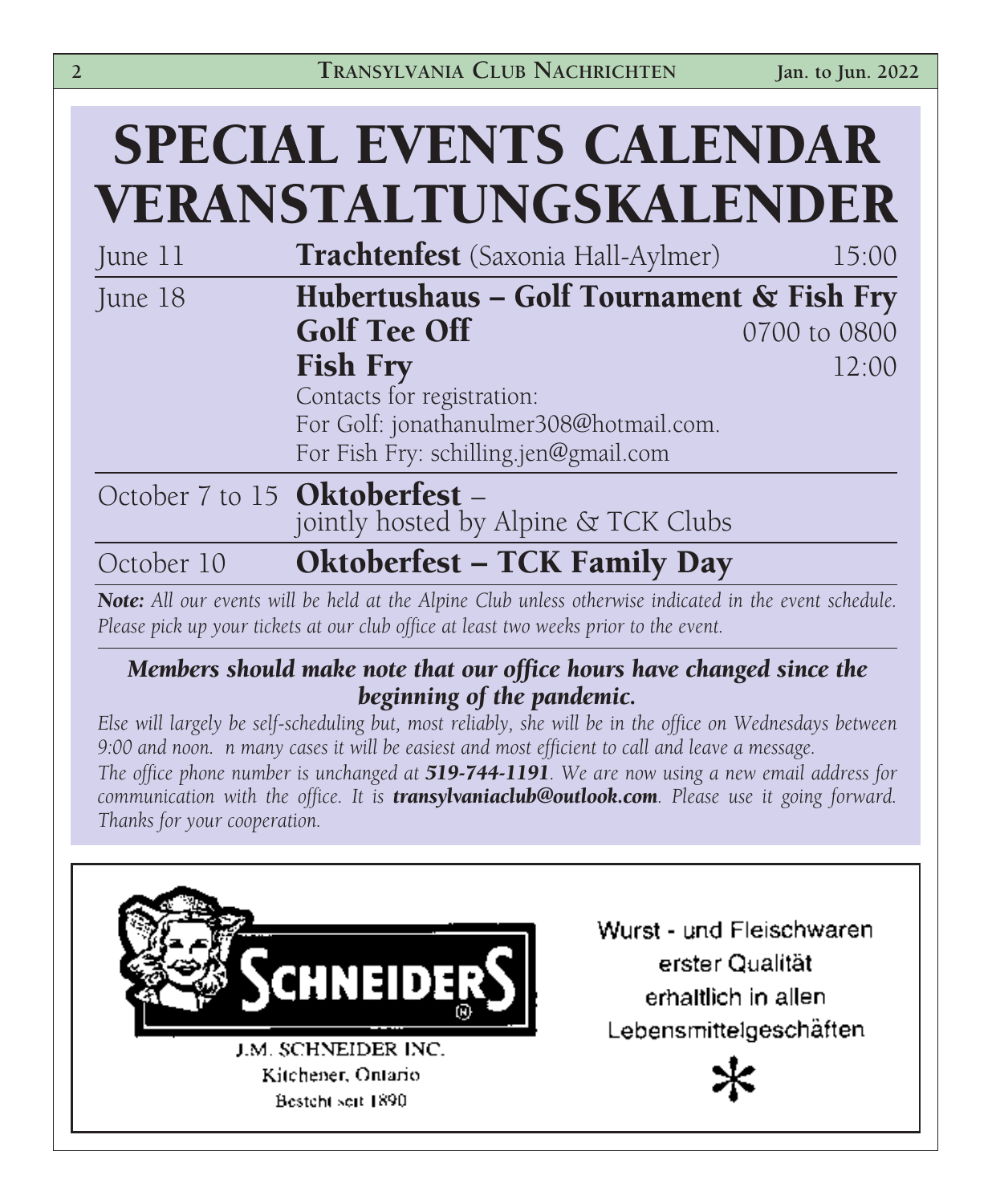# SPECIAL EVENTS CALENDAR
# VERANSTALTUNGSKALENDER

| | | |
|---|---|---|
| June 11 | **Trachtenfest** (Saxonia Hall-Aylmer) | 15:00 |
| June 18 | **Hubertushaus – Golf Tournament & Fish Fry** | |
| | **Golf Tee Off** | 0700 to 0800 |
| | **Fish Fry** | 12:00 |
| | Contacts for registration:<br>For Golf: jonathanulmer308@hotmail.com.<br>For Fish Fry: schilling.jen@gmail.com | |
| October 7 to 15 | **Oktoberfest** – jointly hosted by Alpine & TCK Clubs | |
| October 10 | **Oktoberfest – TCK Family Day** | |

***Note:*** *All our events will be held at the Alpine Club unless otherwise indicated in the event schedule. Please pick up your tickets at our club office at least two weeks prior to the event.*

***Members should make note that our office hours have changed since the beginning of the pandemic.***

*Else will largely be self-scheduling but, most reliably, she will be in the office on Wednesdays between 9:00 and noon. n many cases it will be easiest and most efficient to call and leave a message.*

*The office phone number is unchanged at* ***519-744-1191****. We are now using a new email address for communication with the office. It is* ***transylvaniaclub@outlook.com****. Please use it going forward. Thanks for your cooperation.*

SCHNEIDERS

J.M. SCHNEIDER INC.
Kitchener, Ontario
Besteht seit 1890

Wurst - und Fleischwaren
erster Qualität
erhaltlich in allen
Lebensmittelgeschäften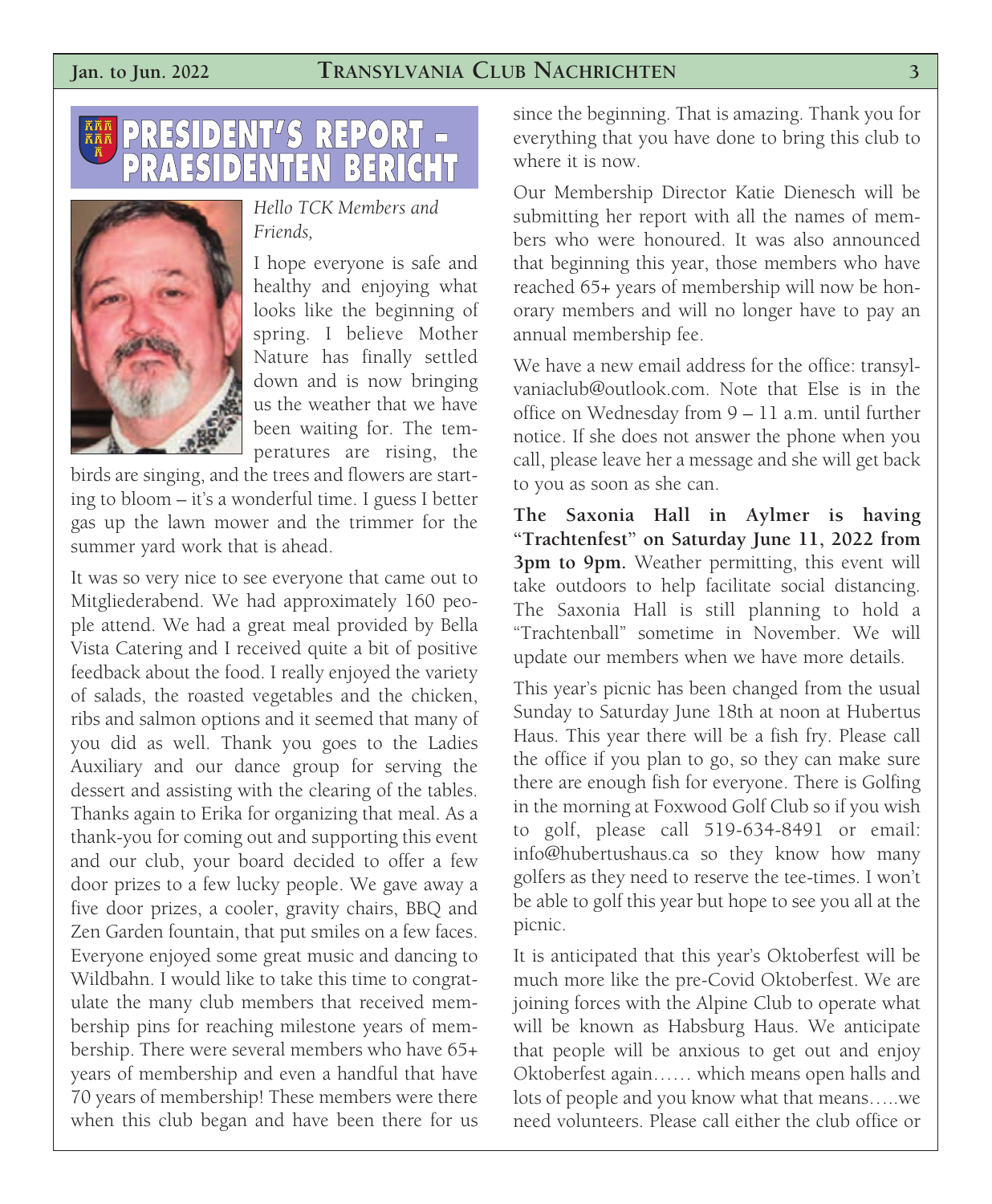# PRESIDENT'S REPORT – PRAESIDENTEN BERICHT

*Hello TCK Members and Friends,*

I hope everyone is safe and healthy and enjoying what looks like the beginning of spring. I believe Mother Nature has finally settled down and is now bringing us the weather that we have been waiting for. The temperatures are rising, the birds are singing, and the trees and flowers are starting to bloom – it's a wonderful time. I guess I better gas up the lawn mower and the trimmer for the summer yard work that is ahead.

It was so very nice to see everyone that came out to Mitgliederabend. We had approximately 160 people attend. We had a great meal provided by Bella Vista Catering and I received quite a bit of positive feedback about the food. I really enjoyed the variety of salads, the roasted vegetables and the chicken, ribs and salmon options and it seemed that many of you did as well. Thank you goes to the Ladies Auxiliary and our dance group for serving the dessert and assisting with the clearing of the tables. Thanks again to Erika for organizing that meal. As a thank-you for coming out and supporting this event and our club, your board decided to offer a few door prizes to a few lucky people. We gave away a five door prizes, a cooler, gravity chairs, BBQ and Zen Garden fountain, that put smiles on a few faces. Everyone enjoyed some great music and dancing to Wildbahn. I would like to take this time to congratulate the many club members that received membership pins for reaching milestone years of membership. There were several members who have 65+ years of membership and even a handful that have 70 years of membership! These members were there when this club began and have been there for us since the beginning. That is amazing. Thank you for everything that you have done to bring this club to where it is now.

Our Membership Director Katie Dienesch will be submitting her report with all the names of members who were honoured. It was also announced that beginning this year, those members who have reached 65+ years of membership will now be honorary members and will no longer have to pay an annual membership fee.

We have a new email address for the office: transylvaniaclub@outlook.com. Note that Else is in the office on Wednesday from 9 – 11 a.m. until further notice. If she does not answer the phone when you call, please leave her a message and she will get back to you as soon as she can.

**The Saxonia Hall in Aylmer is having "Trachtenfest" on Saturday June 11, 2022 from 3pm to 9pm.** Weather permitting, this event will take outdoors to help facilitate social distancing. The Saxonia Hall is still planning to hold a "Trachtenball" sometime in November. We will update our members when we have more details.

This year's picnic has been changed from the usual Sunday to Saturday June 18th at noon at Hubertus Haus. This year there will be a fish fry. Please call the office if you plan to go, so they can make sure there are enough fish for everyone. There is Golfing in the morning at Foxwood Golf Club so if you wish to golf, please call 519-634-8491 or email: info@hubertushaus.ca so they know how many golfers as they need to reserve the tee-times. I won't be able to golf this year but hope to see you all at the picnic.

It is anticipated that this year's Oktoberfest will be much more like the pre-Covid Oktoberfest. We are joining forces with the Alpine Club to operate what will be known as Habsburg Haus. We anticipate that people will be anxious to get out and enjoy Oktoberfest again…… which means open halls and lots of people and you know what that means…..we need volunteers. Please call either the club office or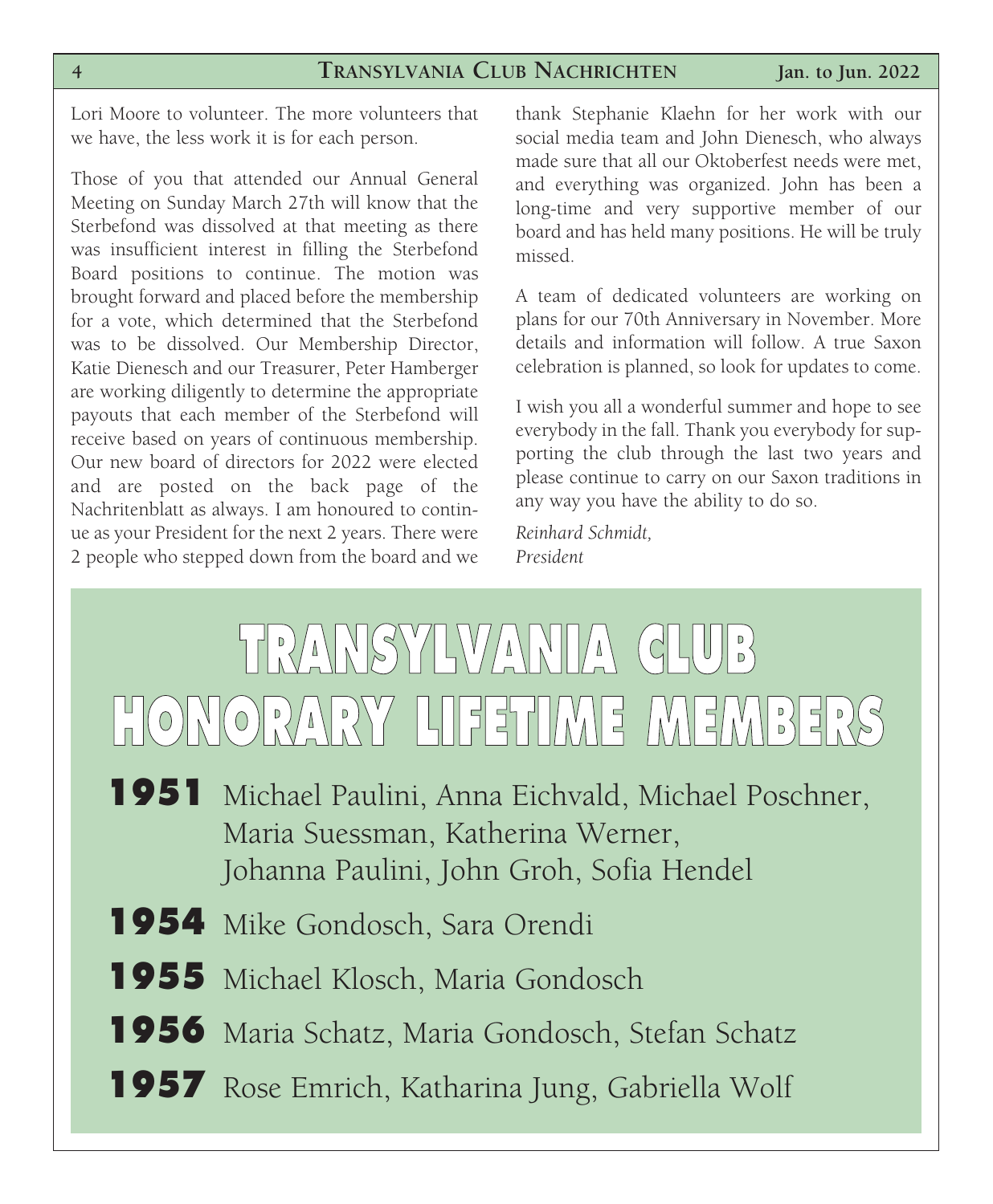Lori Moore to volunteer. The more volunteers that we have, the less work it is for each person.

Those of you that attended our Annual General Meeting on Sunday March 27th will know that the Sterbefond was dissolved at that meeting as there was insufficient interest in filling the Sterbefond Board positions to continue. The motion was brought forward and placed before the membership for a vote, which determined that the Sterbefond was to be dissolved. Our Membership Director, Katie Dienesch and our Treasurer, Peter Hamberger are working diligently to determine the appropriate payouts that each member of the Sterbefond will receive based on years of continuous membership. Our new board of directors for 2022 were elected and are posted on the back page of the Nachritenblatt as always. I am honoured to continue as your President for the next 2 years. There were 2 people who stepped down from the board and we thank Stephanie Klaehn for her work with our social media team and John Dienesch, who always made sure that all our Oktoberfest needs were met, and everything was organized. John has been a long-time and very supportive member of our board and has held many positions. He will be truly missed.

A team of dedicated volunteers are working on plans for our 70th Anniversary in November. More details and information will follow. A true Saxon celebration is planned, so look for updates to come.

I wish you all a wonderful summer and hope to see everybody in the fall. Thank you everybody for supporting the club through the last two years and please continue to carry on our Saxon traditions in any way you have the ability to do so.

*Reinhard Schmidt,*
*President*

# TRANSYLVANIA CLUB HONORARY LIFETIME MEMBERS

**1951** Michael Paulini, Anna Eichvald, Michael Poschner, Maria Suessman, Katherina Werner, Johanna Paulini, John Groh, Sofia Hendel

**1954** Mike Gondosch, Sara Orendi

**1955** Michael Klosch, Maria Gondosch

**1956** Maria Schatz, Maria Gondosch, Stefan Schatz

**1957** Rose Emrich, Katharina Jung, Gabriella Wolf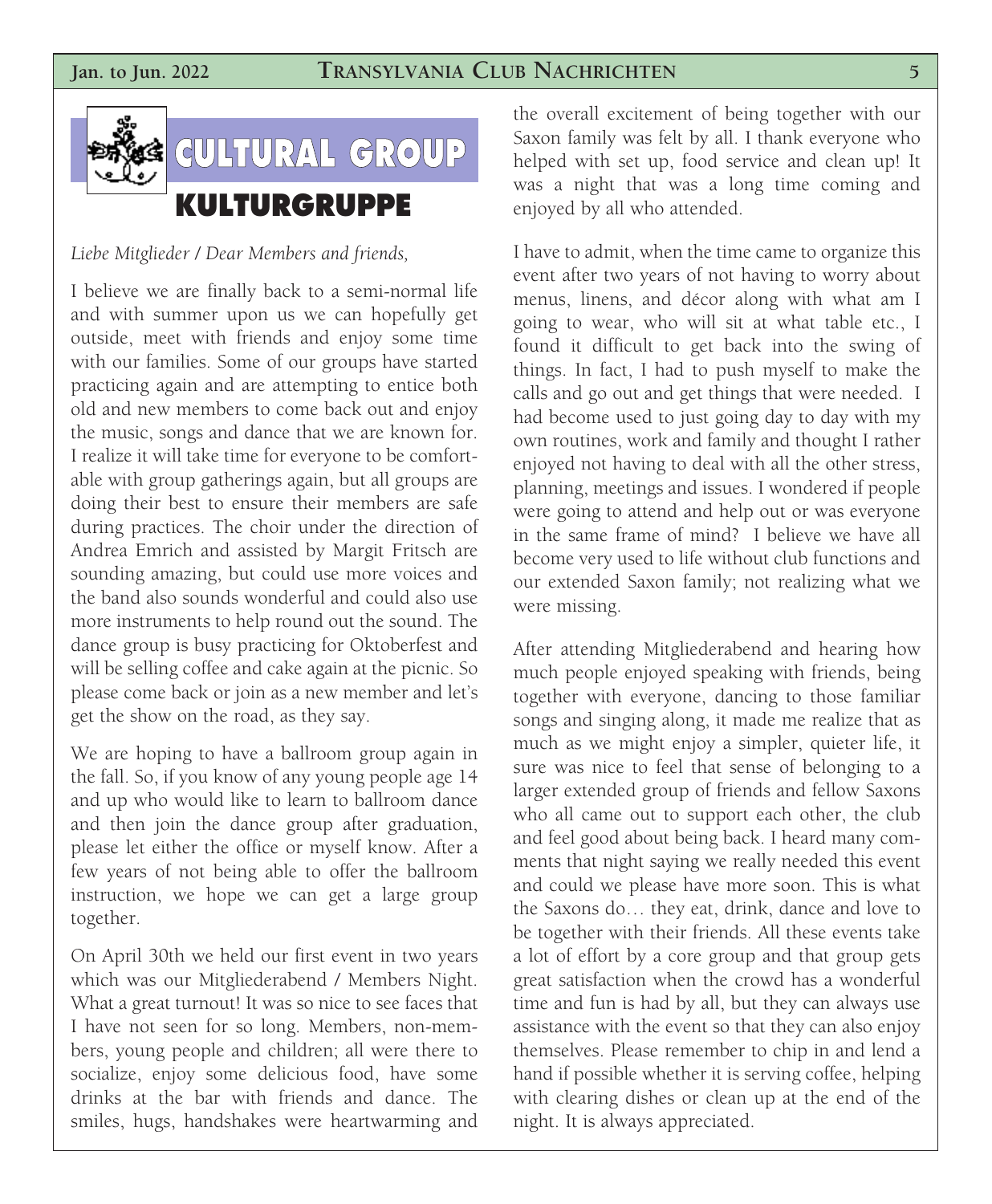# CULTURAL GROUP

## KULTURGRUPPE

*Liebe Mitglieder / Dear Members and friends,*

I believe we are finally back to a semi-normal life and with summer upon us we can hopefully get outside, meet with friends and enjoy some time with our families. Some of our groups have started practicing again and are attempting to entice both old and new members to come back out and enjoy the music, songs and dance that we are known for. I realize it will take time for everyone to be comfortable with group gatherings again, but all groups are doing their best to ensure their members are safe during practices. The choir under the direction of Andrea Emrich and assisted by Margit Fritsch are sounding amazing, but could use more voices and the band also sounds wonderful and could also use more instruments to help round out the sound. The dance group is busy practicing for Oktoberfest and will be selling coffee and cake again at the picnic. So please come back or join as a new member and let's get the show on the road, as they say.

We are hoping to have a ballroom group again in the fall. So, if you know of any young people age 14 and up who would like to learn to ballroom dance and then join the dance group after graduation, please let either the office or myself know. After a few years of not being able to offer the ballroom instruction, we hope we can get a large group together.

On April 30th we held our first event in two years which was our Mitgliederabend / Members Night. What a great turnout! It was so nice to see faces that I have not seen for so long. Members, non-members, young people and children; all were there to socialize, enjoy some delicious food, have some drinks at the bar with friends and dance. The smiles, hugs, handshakes were heartwarming and the overall excitement of being together with our Saxon family was felt by all. I thank everyone who helped with set up, food service and clean up! It was a night that was a long time coming and enjoyed by all who attended.

I have to admit, when the time came to organize this event after two years of not having to worry about menus, linens, and décor along with what am I going to wear, who will sit at what table etc., I found it difficult to get back into the swing of things. In fact, I had to push myself to make the calls and go out and get things that were needed. I had become used to just going day to day with my own routines, work and family and thought I rather enjoyed not having to deal with all the other stress, planning, meetings and issues. I wondered if people were going to attend and help out or was everyone in the same frame of mind? I believe we have all become very used to life without club functions and our extended Saxon family; not realizing what we were missing.

After attending Mitgliederabend and hearing how much people enjoyed speaking with friends, being together with everyone, dancing to those familiar songs and singing along, it made me realize that as much as we might enjoy a simpler, quieter life, it sure was nice to feel that sense of belonging to a larger extended group of friends and fellow Saxons who all came out to support each other, the club and feel good about being back. I heard many comments that night saying we really needed this event and could we please have more soon. This is what the Saxons do… they eat, drink, dance and love to be together with their friends. All these events take a lot of effort by a core group and that group gets great satisfaction when the crowd has a wonderful time and fun is had by all, but they can always use assistance with the event so that they can also enjoy themselves. Please remember to chip in and lend a hand if possible whether it is serving coffee, helping with clearing dishes or clean up at the end of the night. It is always appreciated.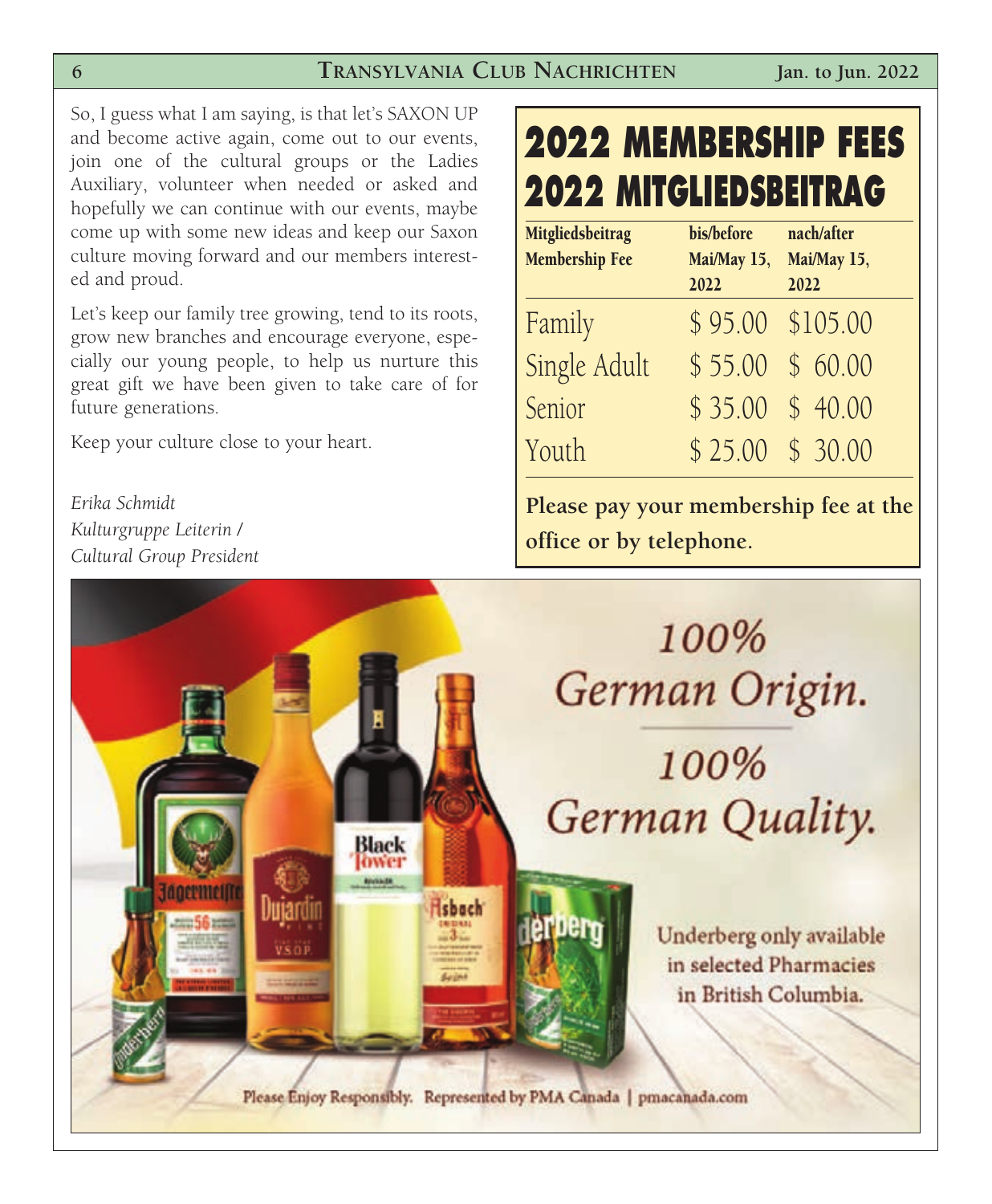So, I guess what I am saying, is that let's SAXON UP and become active again, come out to our events, join one of the cultural groups or the Ladies Auxiliary, volunteer when needed or asked and hopefully we can continue with our events, maybe come up with some new ideas and keep our Saxon culture moving forward and our members interested and proud.

Let's keep our family tree growing, tend to its roots, grow new branches and encourage everyone, especially our young people, to help us nurture this great gift we have been given to take care of for future generations.

Keep your culture close to your heart.

*Erika Schmidt*
*Kulturgruppe Leiterin /*
*Cultural Group President*

## 2022 MEMBERSHIP FEES
## 2022 MITGLIEDSBEITRAG

| Mitgliedsbeitrag Membership Fee | bis/before Mai/May 15, 2022 | nach/after Mai/May 15, 2022 |
|---|---|---|
| Family | $ 95.00 | $105.00 |
| Single Adult | $ 55.00 | $ 60.00 |
| Senior | $ 35.00 | $ 40.00 |
| Youth | $ 25.00 | $ 30.00 |

**Please pay your membership fee at the office or by telephone.**

100% German Origin.

100% German Quality.

Underberg only available in selected Pharmacies in British Columbia.

Please Enjoy Responsibly. Represented by PMA Canada | pmacanada.com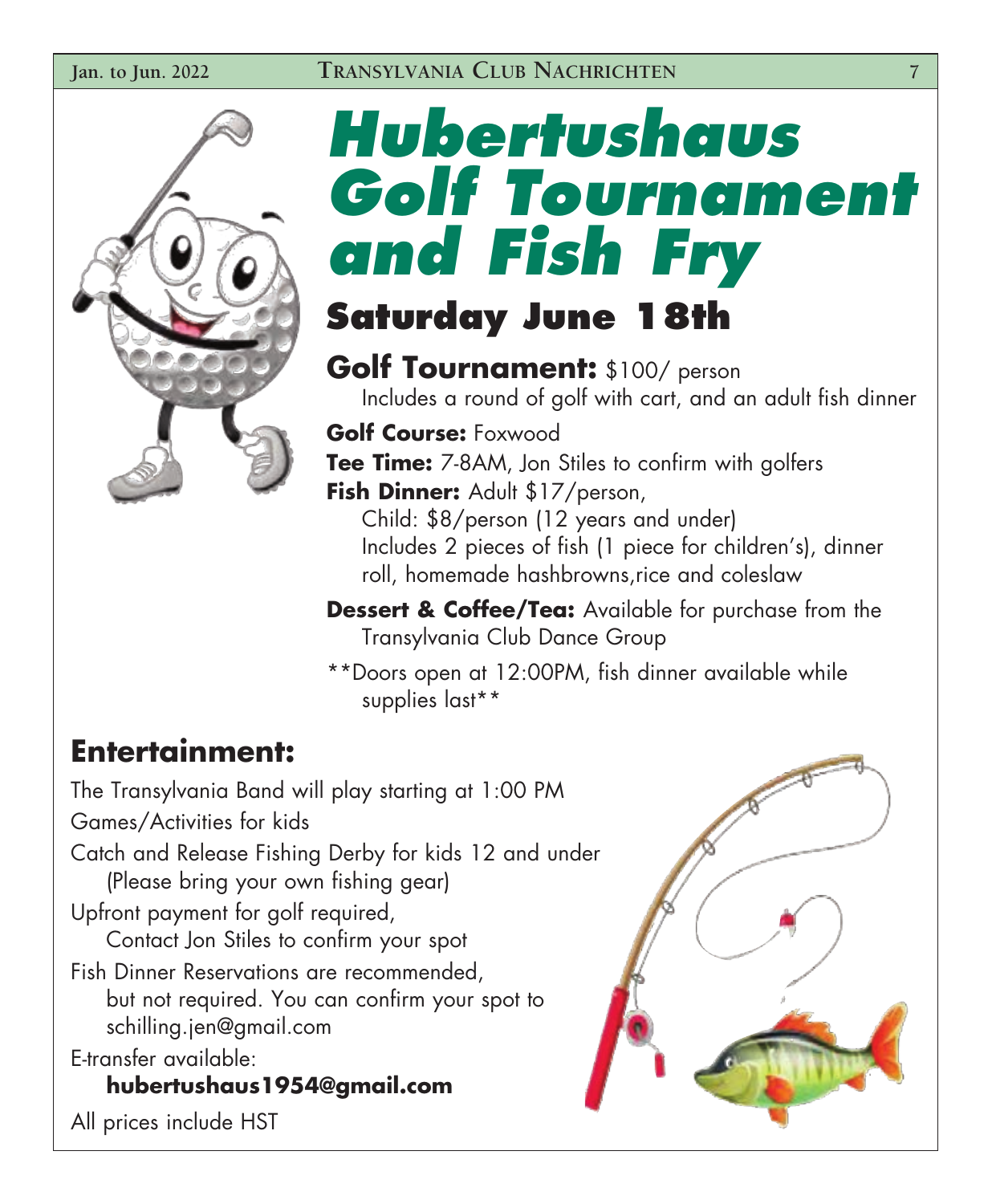# Hubertushaus Golf Tournament and Fish Fry

## Saturday June 18th

**Golf Tournament:** $100/ person
Includes a round of golf with cart, and an adult fish dinner

**Golf Course:** Foxwood

**Tee Time:** 7-8AM, Jon Stiles to confirm with golfers

**Fish Dinner:** Adult $17/person,
Child: $8/person (12 years and under)
Includes 2 pieces of fish (1 piece for children's), dinner roll, homemade hashbrowns,rice and coleslaw

**Dessert & Coffee/Tea:** Available for purchase from the Transylvania Club Dance Group

**Doors open at 12:00PM, fish dinner available while supplies last**

## Entertainment:

The Transylvania Band will play starting at 1:00 PM

Games/Activities for kids

Catch and Release Fishing Derby for kids 12 and under
(Please bring your own fishing gear)

Upfront payment for golf required,
Contact Jon Stiles to confirm your spot

Fish Dinner Reservations are recommended,
but not required. You can confirm your spot to schilling.jen@gmail.com

E-transfer available:
**hubertushaus1954@gmail.com**

All prices include HST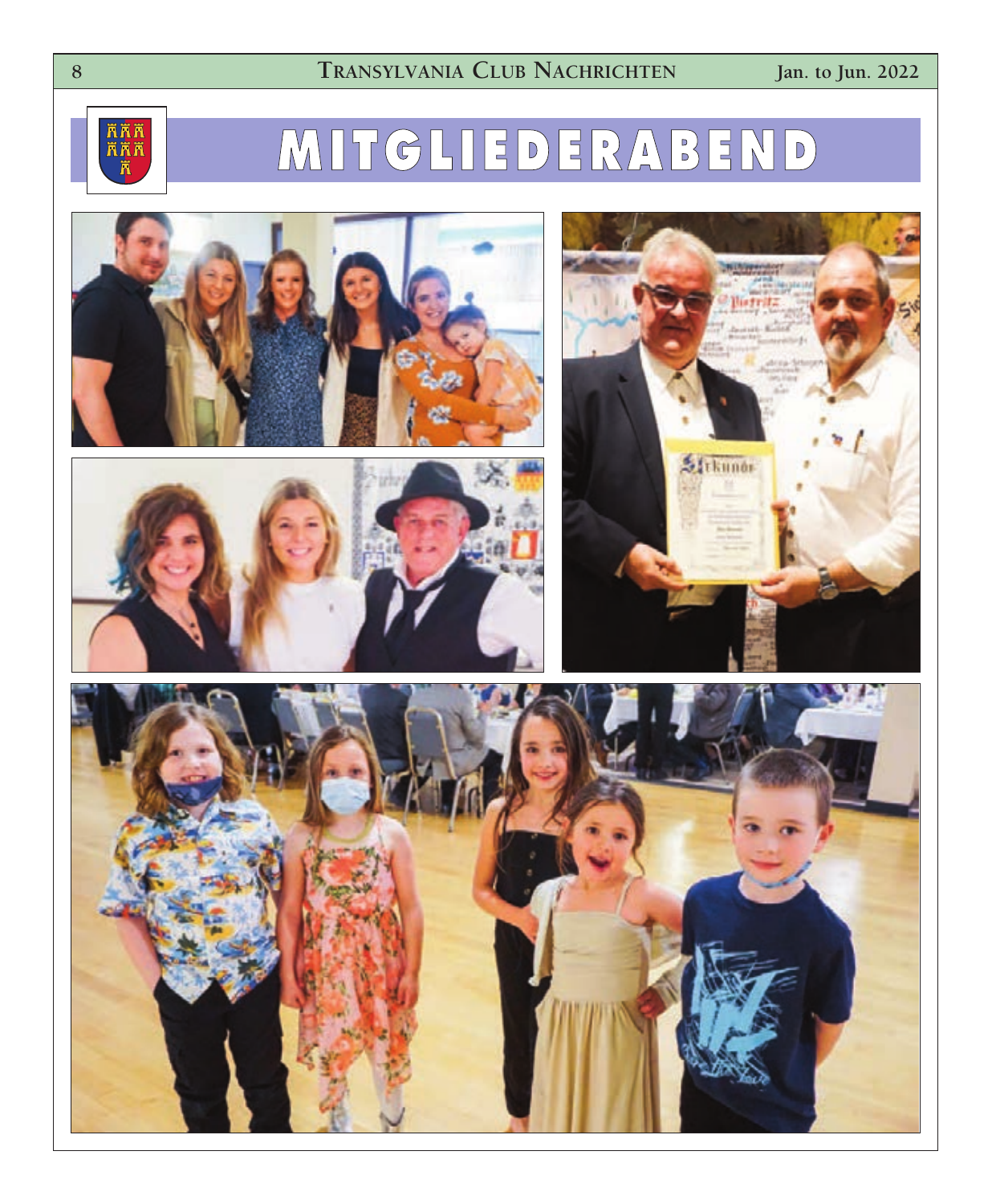# MITGLIEDERABEND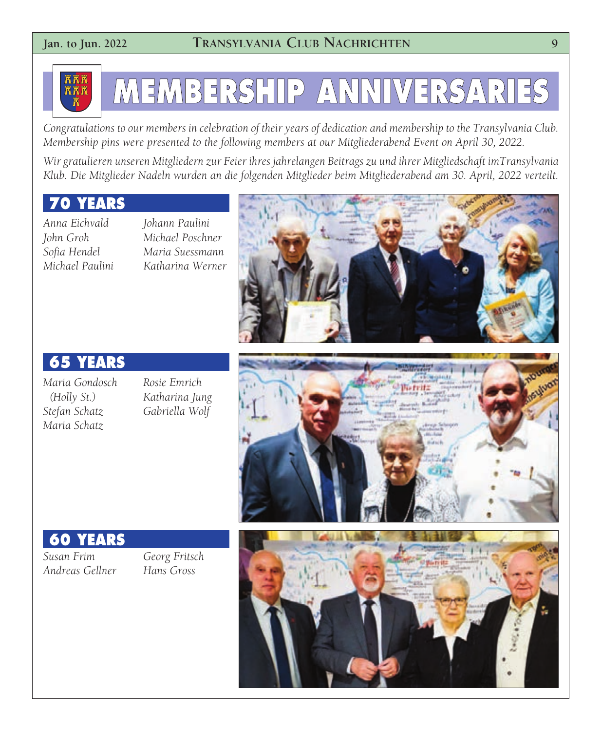# MEMBERSHIP ANNIVERSARIES

*Congratulations to our members in celebration of their years of dedication and membership to the Transylvania Club. Membership pins were presented to the following members at our Mitgliederabend Event on April 30, 2022.*

*Wir gratulieren unseren Mitgliedern zur Feier ihres jahrelangen Beitrags zu und ihrer Mitgliedschaft imTransylvania Klub. Die Mitglieder Nadeln wurden an die folgenden Mitglieder beim Mitgliederabend am 30. April, 2022 verteilt.*

## 70 YEARS

*Anna Eichvald*
*John Groh*
*Sofia Hendel*
*Michael Paulini*
*Johann Paulini*
*Michael Poschner*
*Maria Suessmann*
*Katharina Werner*

## 65 YEARS

*Maria Gondosch (Holly St.)*
*Stefan Schatz*
*Maria Schatz*
*Rosie Emrich*
*Katharina Jung*
*Gabriella Wolf*

## 60 YEARS

*Susan Frim*
*Andreas Gellner*
*Georg Fritsch*
*Hans Gross*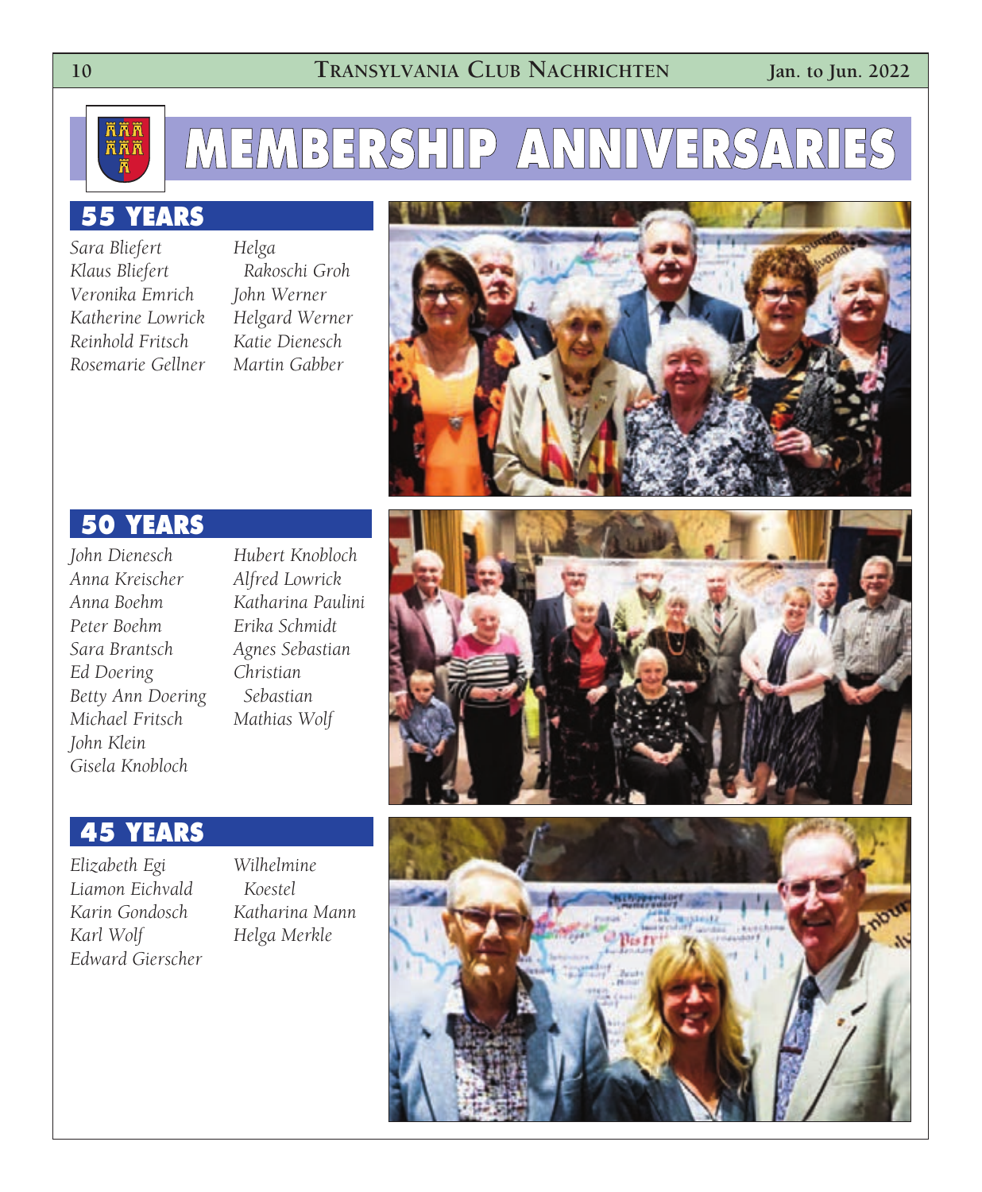# MEMBERSHIP ANNIVERSARIES

## 55 YEARS

*Sara Bliefert*
*Klaus Bliefert*
*Veronika Emrich*
*Katherine Lowrick*
*Reinhold Fritsch*
*Rosemarie Gellner*
*Helga Rakoschi Groh*
*John Werner*
*Helgard Werner*
*Katie Dienesch*
*Martin Gabber*

## 50 YEARS

*John Dienesch*
*Anna Kreischer*
*Anna Boehm*
*Peter Boehm*
*Sara Brantsch*
*Ed Doering*
*Betty Ann Doering*
*Michael Fritsch*
*John Klein*
*Gisela Knobloch*
*Hubert Knobloch*
*Alfred Lowrick*
*Katharina Paulini*
*Erika Schmidt*
*Agnes Sebastian*
*Christian Sebastian*
*Mathias Wolf*

## 45 YEARS

*Elizabeth Egi*
*Liamon Eichvald*
*Karin Gondosch*
*Karl Wolf*
*Edward Gierscher*
*Wilhelmine Koestel*
*Katharina Mann*
*Helga Merkle*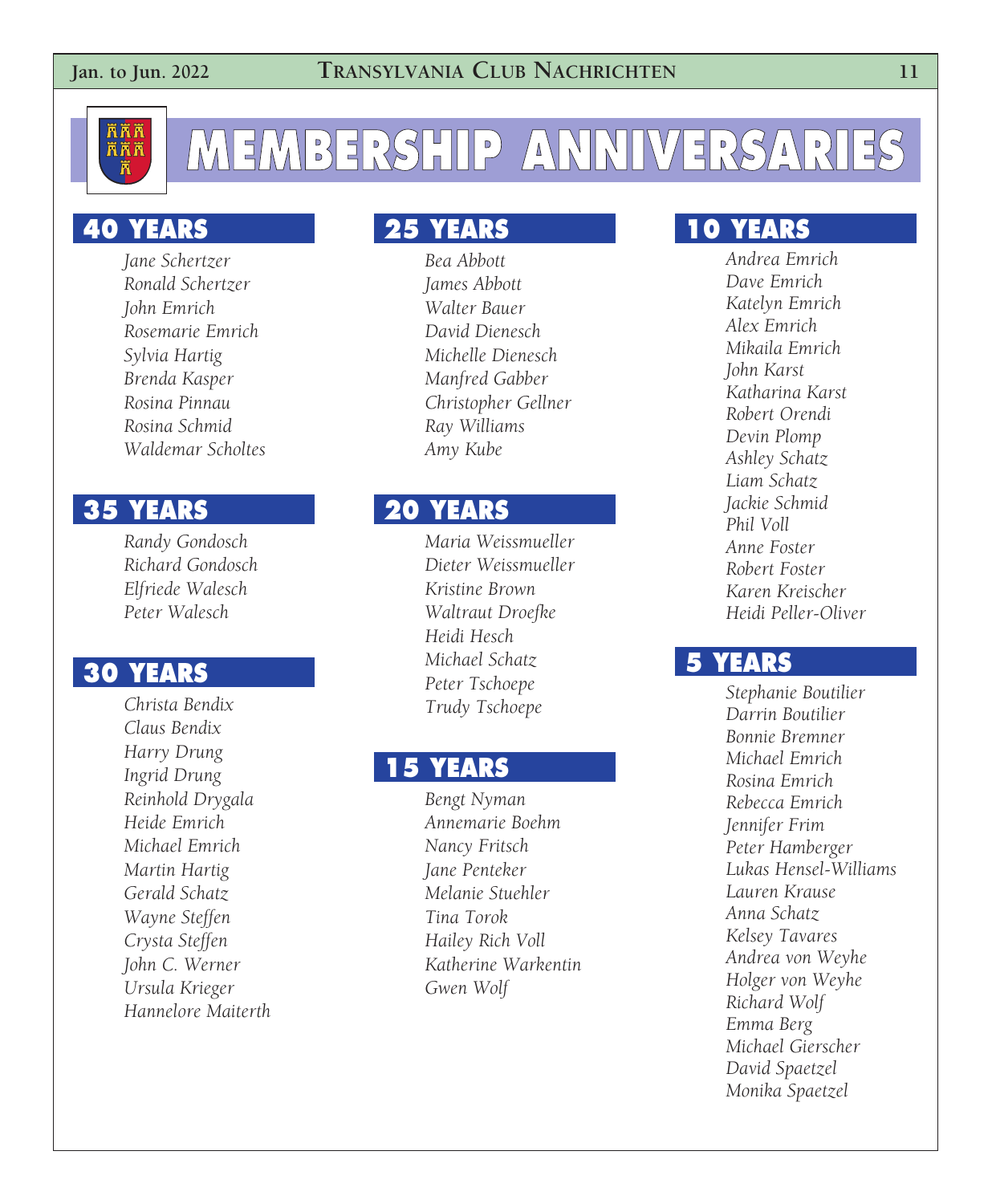# MEMBERSHIP ANNIVERSARIES

## 40 YEARS

*Jane Schertzer*
*Ronald Schertzer*
*John Emrich*
*Rosemarie Emrich*
*Sylvia Hartig*
*Brenda Kasper*
*Rosina Pinnau*
*Rosina Schmid*
*Waldemar Scholtes*

## 35 YEARS

*Randy Gondosch*
*Richard Gondosch*
*Elfriede Walesch*
*Peter Walesch*

## 30 YEARS

*Christa Bendix*
*Claus Bendix*
*Harry Drung*
*Ingrid Drung*
*Reinhold Drygala*
*Heide Emrich*
*Michael Emrich*
*Martin Hartig*
*Gerald Schatz*
*Wayne Steffen*
*Crysta Steffen*
*John C. Werner*
*Ursula Krieger*
*Hannelore Maiterth*

## 25 YEARS

*Bea Abbott*
*James Abbott*
*Walter Bauer*
*David Dienesch*
*Michelle Dienesch*
*Manfred Gabber*
*Christopher Gellner*
*Ray Williams*
*Amy Kube*

## 20 YEARS

*Maria Weissmueller*
*Dieter Weissmueller*
*Kristine Brown*
*Waltraut Droefke*
*Heidi Hesch*
*Michael Schatz*
*Peter Tschoepe*
*Trudy Tschoepe*

## 15 YEARS

*Bengt Nyman*
*Annemarie Boehm*
*Nancy Fritsch*
*Jane Penteker*
*Melanie Stuehler*
*Tina Torok*
*Hailey Rich Voll*
*Katherine Warkentin*
*Gwen Wolf*

## 10 YEARS

*Andrea Emrich*
*Dave Emrich*
*Katelyn Emrich*
*Alex Emrich*
*Mikaila Emrich*
*John Karst*
*Katharina Karst*
*Robert Orendi*
*Devin Plomp*
*Ashley Schatz*
*Liam Schatz*
*Jackie Schmid*
*Phil Voll*
*Anne Foster*
*Robert Foster*
*Karen Kreischer*
*Heidi Peller-Oliver*

## 5 YEARS

*Stephanie Boutilier*
*Darrin Boutilier*
*Bonnie Bremner*
*Michael Emrich*
*Rosina Emrich*
*Rebecca Emrich*
*Jennifer Frim*
*Peter Hamberger*
*Lukas Hensel-Williams*
*Lauren Krause*
*Anna Schatz*
*Kelsey Tavares*
*Andrea von Weyhe*
*Holger von Weyhe*
*Richard Wolf*
*Emma Berg*
*Michael Gierscher*
*David Spaetzel*
*Monika Spaetzel*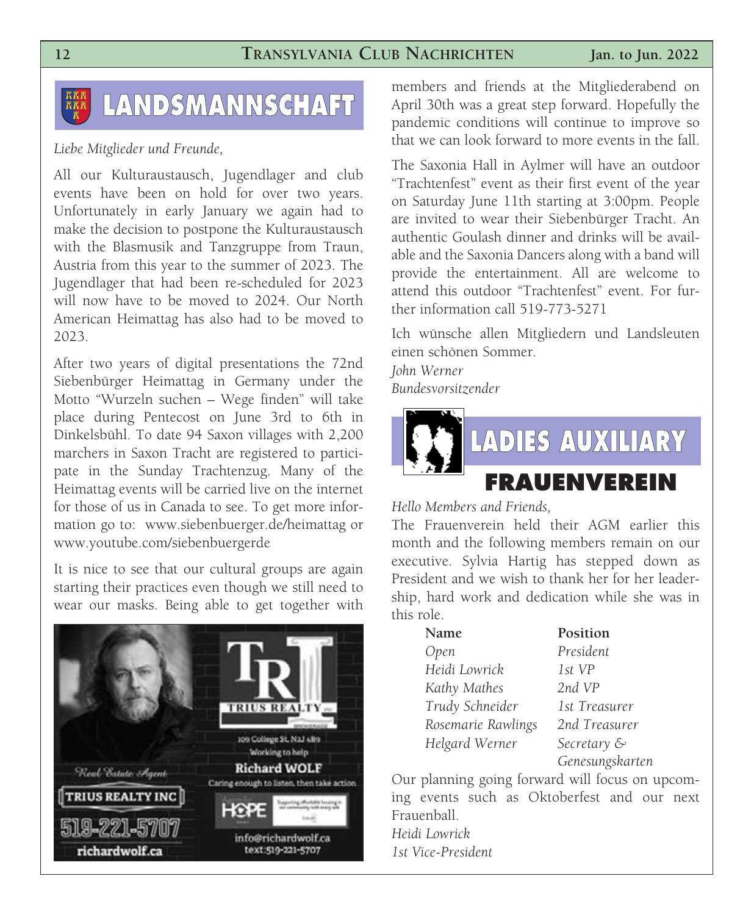# LANDSMANNSCHAFT

*Liebe Mitglieder und Freunde,*

All our Kulturaustausch, Jugendlager and club events have been on hold for over two years. Unfortunately in early January we again had to make the decision to postpone the Kulturaustausch with the Blasmusik and Tanzgruppe from Traun, Austria from this year to the summer of 2023. The Jugendlager that had been re-scheduled for 2023 will now have to be moved to 2024. Our North American Heimattag has also had to be moved to 2023.

After two years of digital presentations the 72nd Siebenbürger Heimattag in Germany under the Motto "Wurzeln suchen – Wege finden" will take place during Pentecost on June 3rd to 6th in Dinkelsbühl. To date 94 Saxon villages with 2,200 marchers in Saxon Tracht are registered to participate in the Sunday Trachtenzug. Many of the Heimattag events will be carried live on the internet for those of us in Canada to see. To get more information go to: www.siebenbuerger.de/heimattag or www.youtube.com/siebenbuergerde

It is nice to see that our cultural groups are again starting their practices even though we still need to wear our masks. Being able to get together with members and friends at the Mitgliederabend on April 30th was a great step forward. Hopefully the pandemic conditions will continue to improve so that we can look forward to more events in the fall.

The Saxonia Hall in Aylmer will have an outdoor "Trachtenfest" event as their first event of the year on Saturday June 11th starting at 3:00pm. People are invited to wear their Siebenbürger Tracht. An authentic Goulash dinner and drinks will be available and the Saxonia Dancers along with a band will provide the entertainment. All are welcome to attend this outdoor "Trachtenfest" event. For further information call 519-773-5271

Ich wünsche allen Mitgliedern und Landsleuten einen schönen Sommer.

*John Werner*
*Bundesvorsitzender*

Real Estate Agent
TRIUS REALTY INC
519-221-5707
richardwolf.ca

TRIUS REALTY INC. BROKERAGE
109 College St. N2J 4B9
Working to help
**Richard WOLF**
Caring enough to listen, then take action
HOPE
info@richardwolf.ca
text:519-221-5707

# LADIES AUXILIARY
## FRAUENVEREIN

*Hello Members and Friends,*

The Frauenverein held their AGM earlier this month and the following members remain on our executive. Sylvia Hartig has stepped down as President and we wish to thank her for her leadership, hard work and dedication while she was in this role.

| Name | Position |
|---|---|
| *Open* | *President* |
| *Heidi Lowrick* | *1st VP* |
| *Kathy Mathes* | *2nd VP* |
| *Trudy Schneider* | *1st Treasurer* |
| *Rosemarie Rawlings* | *2nd Treasurer* |
| *Helgard Werner* | *Secretary & Genesungskarten* |

Our planning going forward will focus on upcoming events such as Oktoberfest and our next Frauenball.

*Heidi Lowrick*
*1st Vice-President*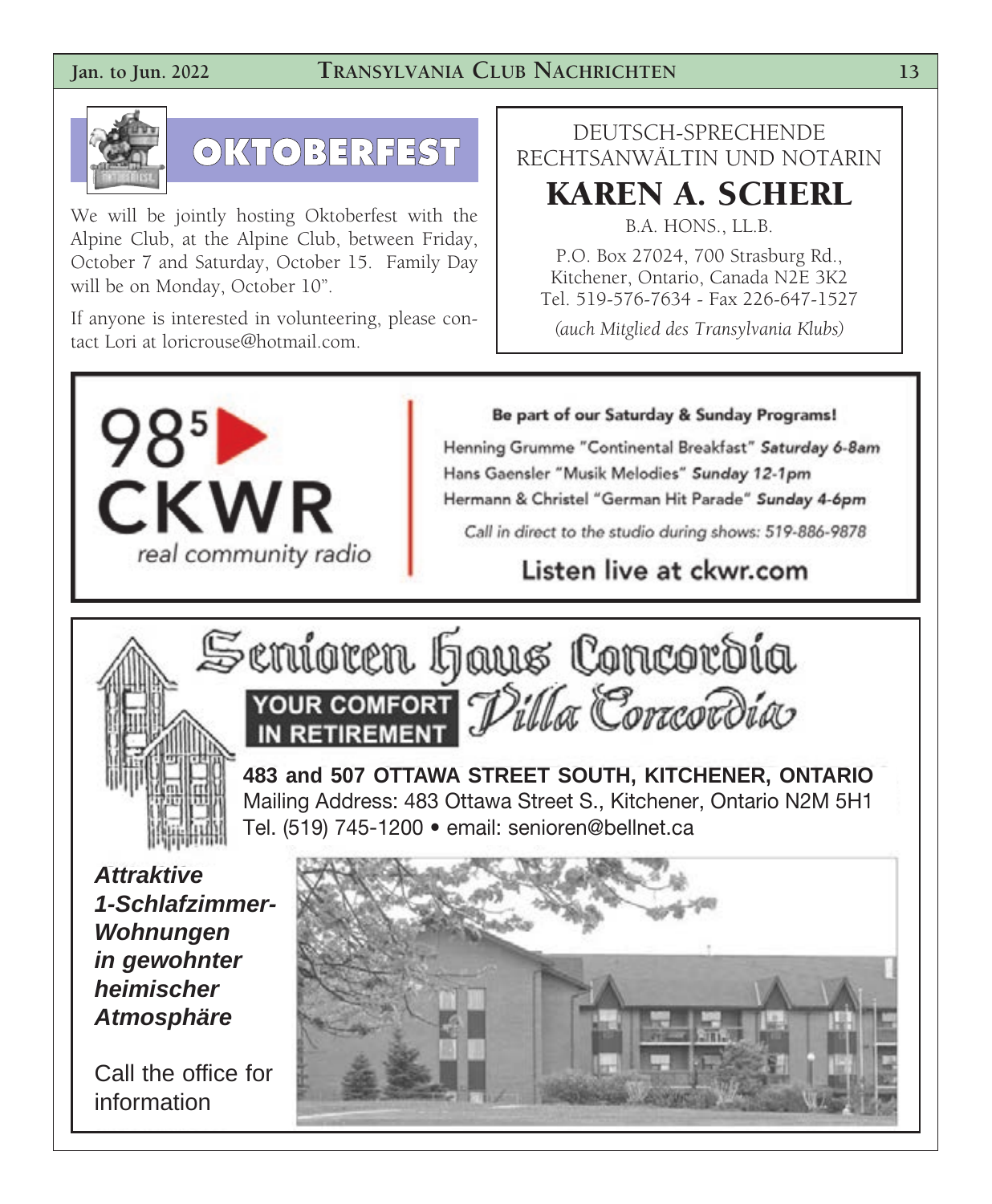## OKTOBERFEST

We will be jointly hosting Oktoberfest with the Alpine Club, at the Alpine Club, between Friday, October 7 and Saturday, October 15. Family Day will be on Monday, October 10".

If anyone is interested in volunteering, please contact Lori at loricrouse@hotmail.com.

---

DEUTSCH-SPRECHENDE RECHTSANWÄLTIN UND NOTARIN

## KAREN A. SCHERL

B.A. HONS., LL.B.

P.O. Box 27024, 700 Strasburg Rd.,
Kitchener, Ontario, Canada N2E 3K2
Tel. 519-576-7634 - Fax 226-647-1527

*(auch Mitglied des Transylvania Klubs)*

---

## 98.5 CKWR

real community radio

**Be part of our Saturday & Sunday Programs!**

Henning Grumme "Continental Breakfast" ***Saturday 6-8am***
Hans Gaensler "Musik Melodies" ***Sunday 12-1pm***
Hermann & Christel "German Hit Parade" ***Sunday 4-6pm***

*Call in direct to the studio during shows: 519-886-9878*

**Listen live at ckwr.com**

---

## Senioren Haus Concordia

**YOUR COMFORT IN RETIREMENT** Villa Concordia

**483 and 507 OTTAWA STREET SOUTH, KITCHENER, ONTARIO**
Mailing Address: 483 Ottawa Street S., Kitchener, Ontario N2M 5H1
Tel. (519) 745-1200 • email: senioren@bellnet.ca

***Attraktive 1-Schlafzimmer-Wohnungen in gewohnter heimischer Atmosphäre***

Call the office for information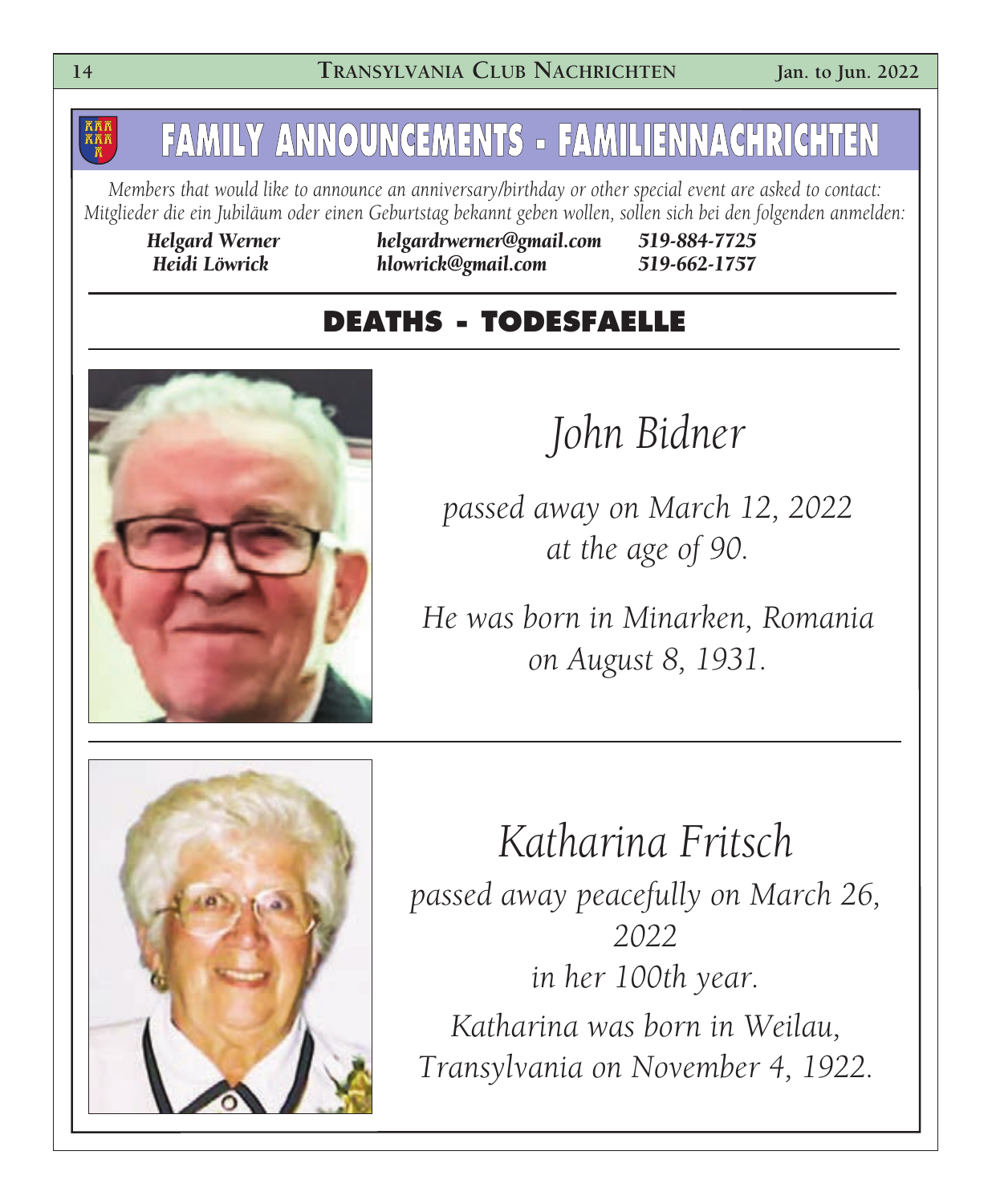# FAMILY ANNOUNCEMENTS - FAMILIENNACHRICHTEN

*Members that would like to announce an anniversary/birthday or other special event are asked to contact:*
*Mitglieder die ein Jubiläum oder einen Geburtstag bekannt geben wollen, sollen sich bei den folgenden anmelden:*

| | | |
|---|---|---|
| ***Helgard Werner*** | ***helgardrwerner@gmail.com*** | ***519-884-7725*** |
| ***Heidi Löwrick*** | ***hlowrick@gmail.com*** | ***519-662-1757*** |

## DEATHS - TODESFAELLE

### *John Bidner*

*passed away on March 12, 2022*
*at the age of 90.*

*He was born in Minarken, Romania*
*on August 8, 1931.*

---

### *Katharina Fritsch*

*passed away peacefully on March 26, 2022*
*in her 100th year.*

*Katharina was born in Weilau,*
*Transylvania on November 4, 1922.*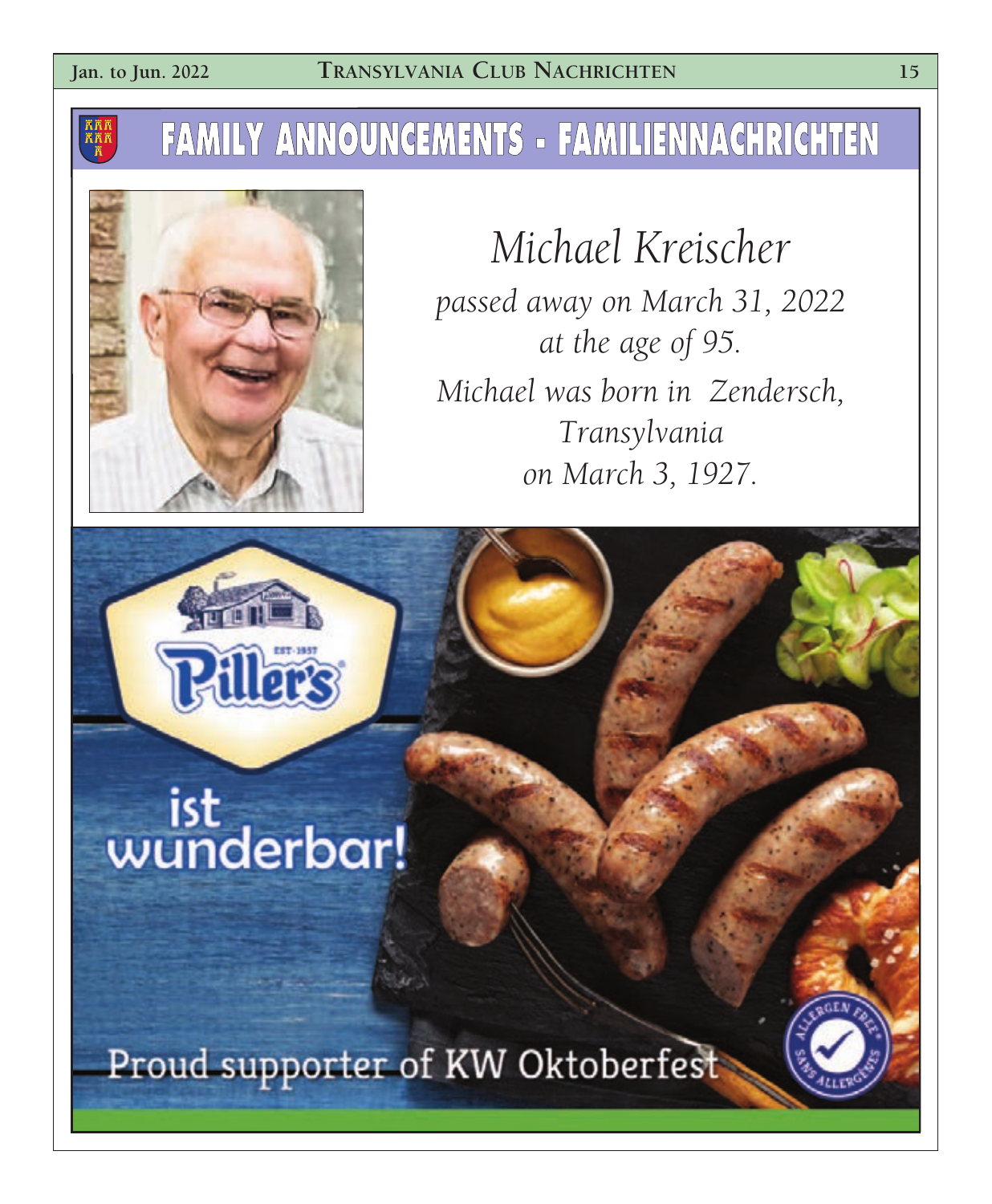# FAMILY ANNOUNCEMENTS - FAMILIENNACHRICHTEN

## *Michael Kreischer*

*passed away on March 31, 2022*
*at the age of 95.*
*Michael was born in Zendersch,*
*Transylvania*
*on March 3, 1927.*

Piller's EST. 1957

ist wunderbar!

Proud supporter of KW Oktoberfest

ALLERGEN FREE · SANS ALLERGÈNES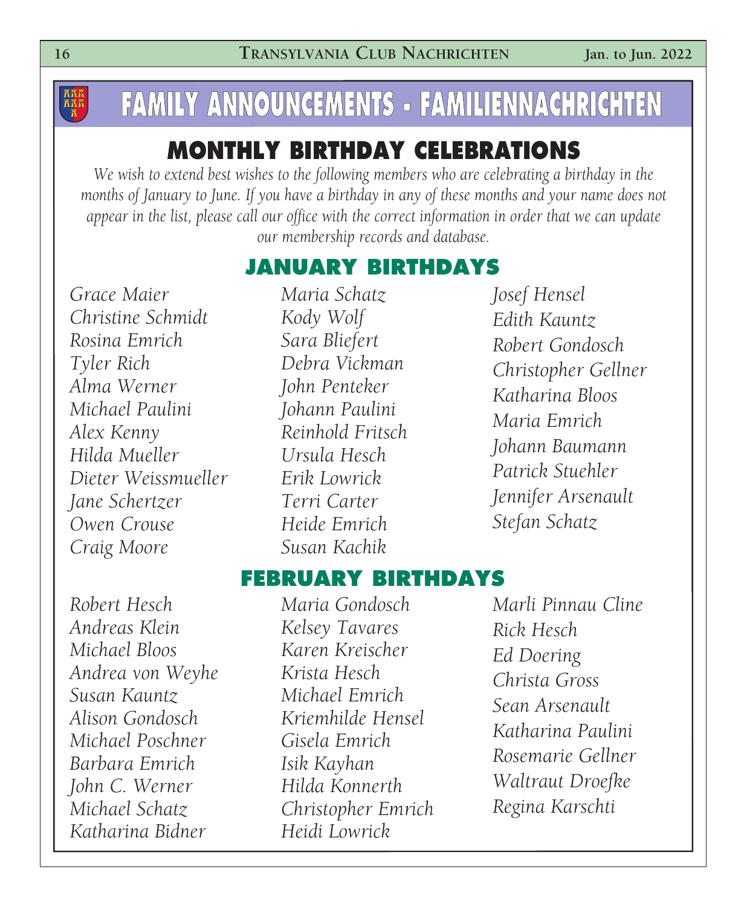# FAMILY ANNOUNCEMENTS - FAMILIENNACHRICHTEN

## MONTHLY BIRTHDAY CELEBRATIONS

*We wish to extend best wishes to the following members who are celebrating a birthday in the months of January to June. If you have a birthday in any of these months and your name does not appear in the list, please call our office with the correct information in order that we can update our membership records and database.*

### JANUARY BIRTHDAYS

*Grace Maier*
*Christine Schmidt*
*Rosina Emrich*
*Tyler Rich*
*Alma Werner*
*Michael Paulini*
*Alex Kenny*
*Hilda Mueller*
*Dieter Weissmueller*
*Jane Schertzer*
*Owen Crouse*
*Craig Moore*
*Maria Schatz*
*Kody Wolf*
*Sara Bliefert*
*Debra Vickman*
*John Penteker*
*Johann Paulini*
*Reinhold Fritsch*
*Ursula Hesch*
*Erik Lowrick*
*Terri Carter*
*Heide Emrich*
*Susan Kachik*
*Josef Hensel*
*Edith Kauntz*
*Robert Gondosch*
*Christopher Gellner*
*Katharina Bloos*
*Maria Emrich*
*Johann Baumann*
*Patrick Stuehler*
*Jennifer Arsenault*
*Stefan Schatz*

### FEBRUARY BIRTHDAYS

*Robert Hesch*
*Andreas Klein*
*Michael Bloos*
*Andrea von Weyhe*
*Susan Kauntz*
*Alison Gondosch*
*Michael Poschner*
*Barbara Emrich*
*John C. Werner*
*Michael Schatz*
*Katharina Bidner*
*Maria Gondosch*
*Kelsey Tavares*
*Karen Kreischer*
*Krista Hesch*
*Michael Emrich*
*Kriemhilde Hensel*
*Gisela Emrich*
*Isik Kayhan*
*Hilda Konnerth*
*Christopher Emrich*
*Heidi Lowrick*
*Marli Pinnau Cline*
*Rick Hesch*
*Ed Doering*
*Christa Gross*
*Sean Arsenault*
*Katharina Paulini*
*Rosemarie Gellner*
*Waltraut Droefke*
*Regina Karschti*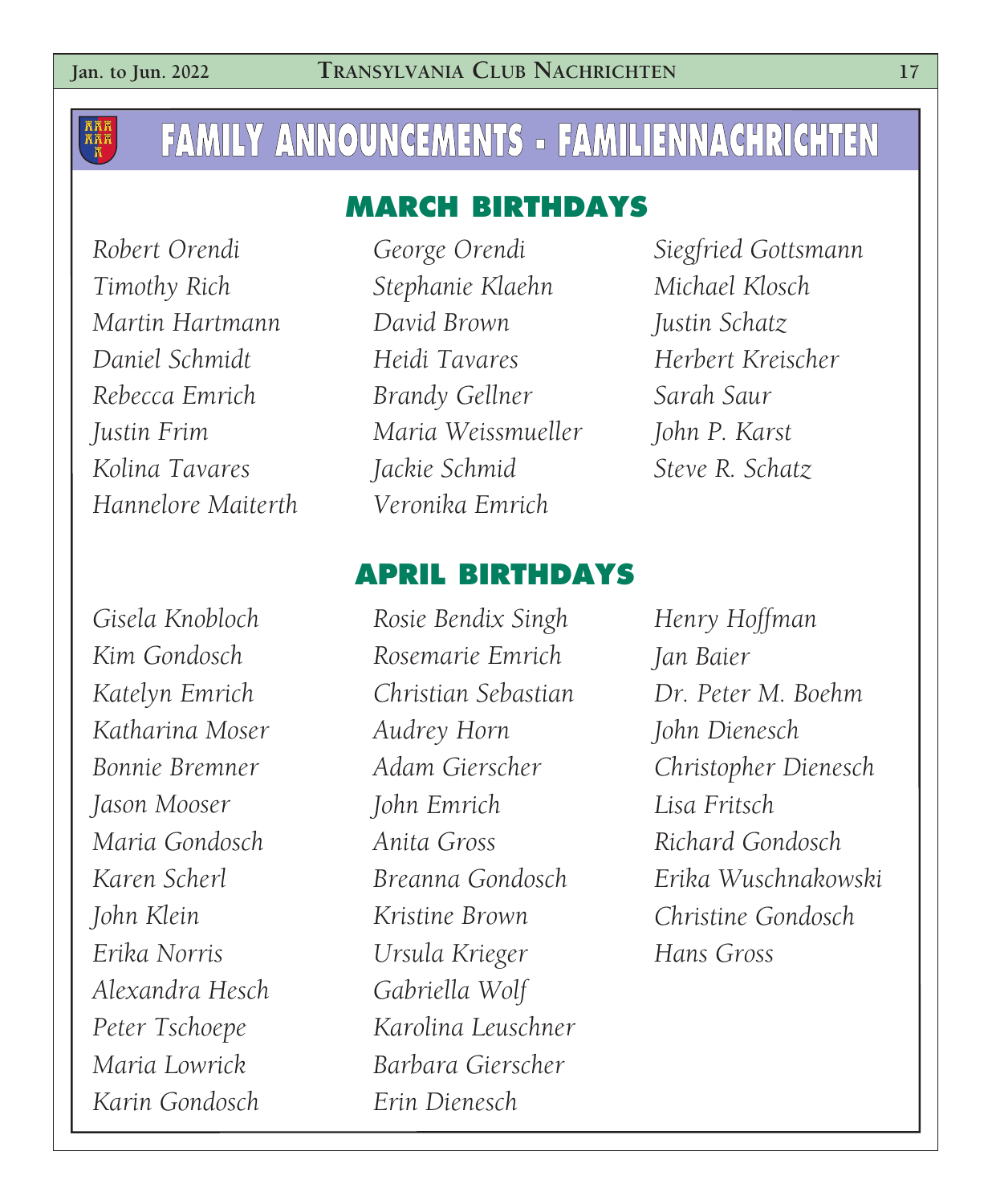# FAMILY ANNOUNCEMENTS - FAMILIENNACHRICHTEN

## MARCH BIRTHDAYS

*Robert Orendi*
*Timothy Rich*
*Martin Hartmann*
*Daniel Schmidt*
*Rebecca Emrich*
*Justin Frim*
*Kolina Tavares*
*Hannelore Maiterth*
*George Orendi*
*Stephanie Klaehn*
*David Brown*
*Heidi Tavares*
*Brandy Gellner*
*Maria Weissmueller*
*Jackie Schmid*
*Veronika Emrich*
*Siegfried Gottsmann*
*Michael Klosch*
*Justin Schatz*
*Herbert Kreischer*
*Sarah Saur*
*John P. Karst*
*Steve R. Schatz*

## APRIL BIRTHDAYS

*Gisela Knobloch*
*Kim Gondosch*
*Katelyn Emrich*
*Katharina Moser*
*Bonnie Bremner*
*Jason Mooser*
*Maria Gondosch*
*Karen Scherl*
*John Klein*
*Erika Norris*
*Alexandra Hesch*
*Peter Tschoepe*
*Maria Lowrick*
*Karin Gondosch*
*Rosie Bendix Singh*
*Rosemarie Emrich*
*Christian Sebastian*
*Audrey Horn*
*Adam Gierscher*
*John Emrich*
*Anita Gross*
*Breanna Gondosch*
*Kristine Brown*
*Ursula Krieger*
*Gabriella Wolf*
*Karolina Leuschner*
*Barbara Gierscher*
*Erin Dienesch*
*Henry Hoffman*
*Jan Baier*
*Dr. Peter M. Boehm*
*John Dienesch*
*Christopher Dienesch*
*Lisa Fritsch*
*Richard Gondosch*
*Erika Wuschnakowski*
*Christine Gondosch*
*Hans Gross*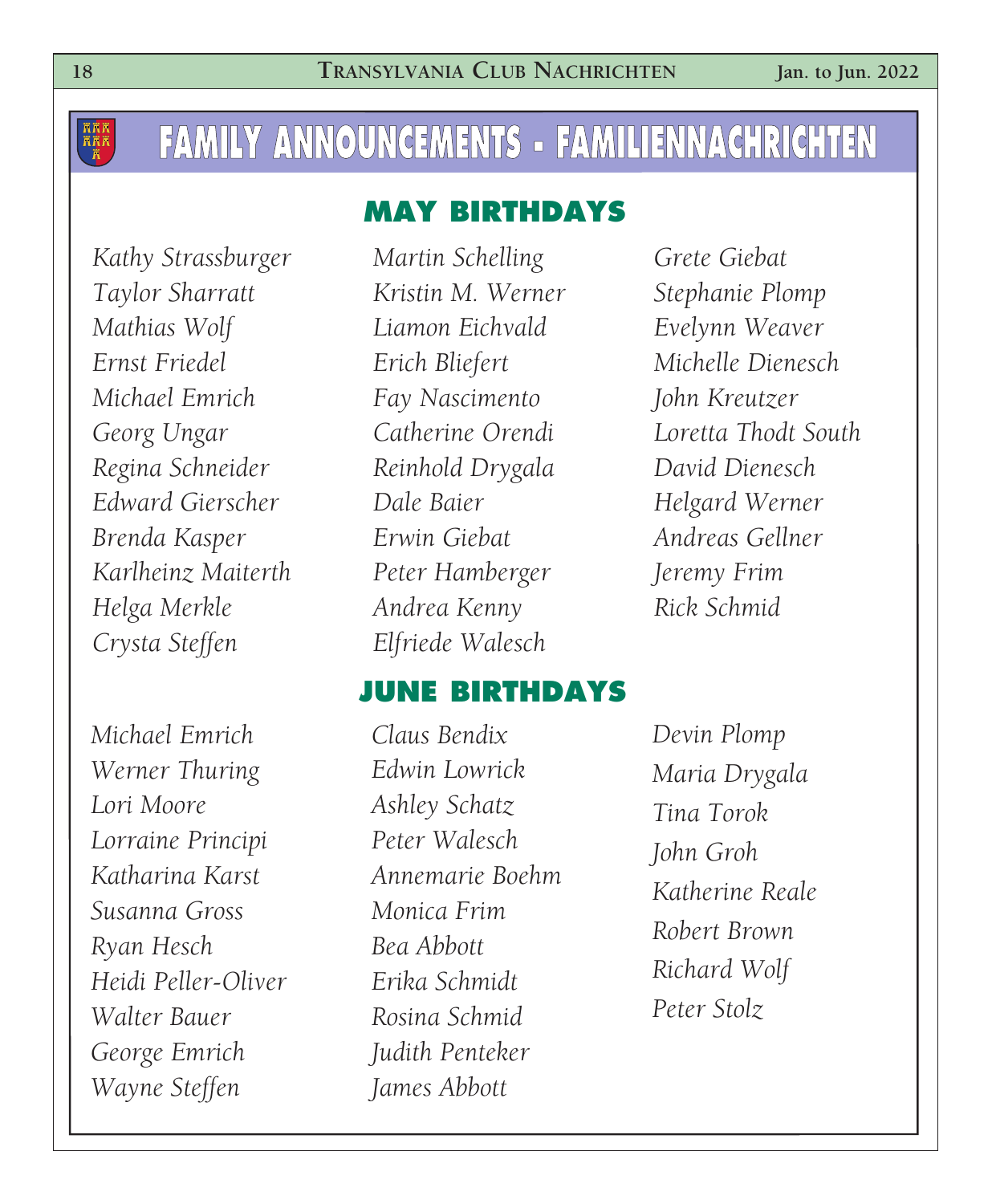# FAMILY ANNOUNCEMENTS - FAMILIENNACHRICHTEN

## MAY BIRTHDAYS

*Kathy Strassburger*
*Taylor Sharratt*
*Mathias Wolf*
*Ernst Friedel*
*Michael Emrich*
*Georg Ungar*
*Regina Schneider*
*Edward Gierscher*
*Brenda Kasper*
*Karlheinz Maiterth*
*Helga Merkle*
*Crysta Steffen*
*Martin Schelling*
*Kristin M. Werner*
*Liamon Eichvald*
*Erich Bliefert*
*Fay Nascimento*
*Catherine Orendi*
*Reinhold Drygala*
*Dale Baier*
*Erwin Giebat*
*Peter Hamberger*
*Andrea Kenny*
*Elfriede Walesch*
*Grete Giebat*
*Stephanie Plomp*
*Evelynn Weaver*
*Michelle Dienesch*
*John Kreutzer*
*Loretta Thodt South*
*David Dienesch*
*Helgard Werner*
*Andreas Gellner*
*Jeremy Frim*
*Rick Schmid*

## JUNE BIRTHDAYS

*Michael Emrich*
*Werner Thuring*
*Lori Moore*
*Lorraine Principi*
*Katharina Karst*
*Susanna Gross*
*Ryan Hesch*
*Heidi Peller-Oliver*
*Walter Bauer*
*George Emrich*
*Wayne Steffen*
*Claus Bendix*
*Edwin Lowrick*
*Ashley Schatz*
*Peter Walesch*
*Annemarie Boehm*
*Monica Frim*
*Bea Abbott*
*Erika Schmidt*
*Rosina Schmid*
*Judith Penteker*
*James Abbott*
*Devin Plomp*
*Maria Drygala*
*Tina Torok*
*John Groh*
*Katherine Reale*
*Robert Brown*
*Richard Wolf*
*Peter Stolz*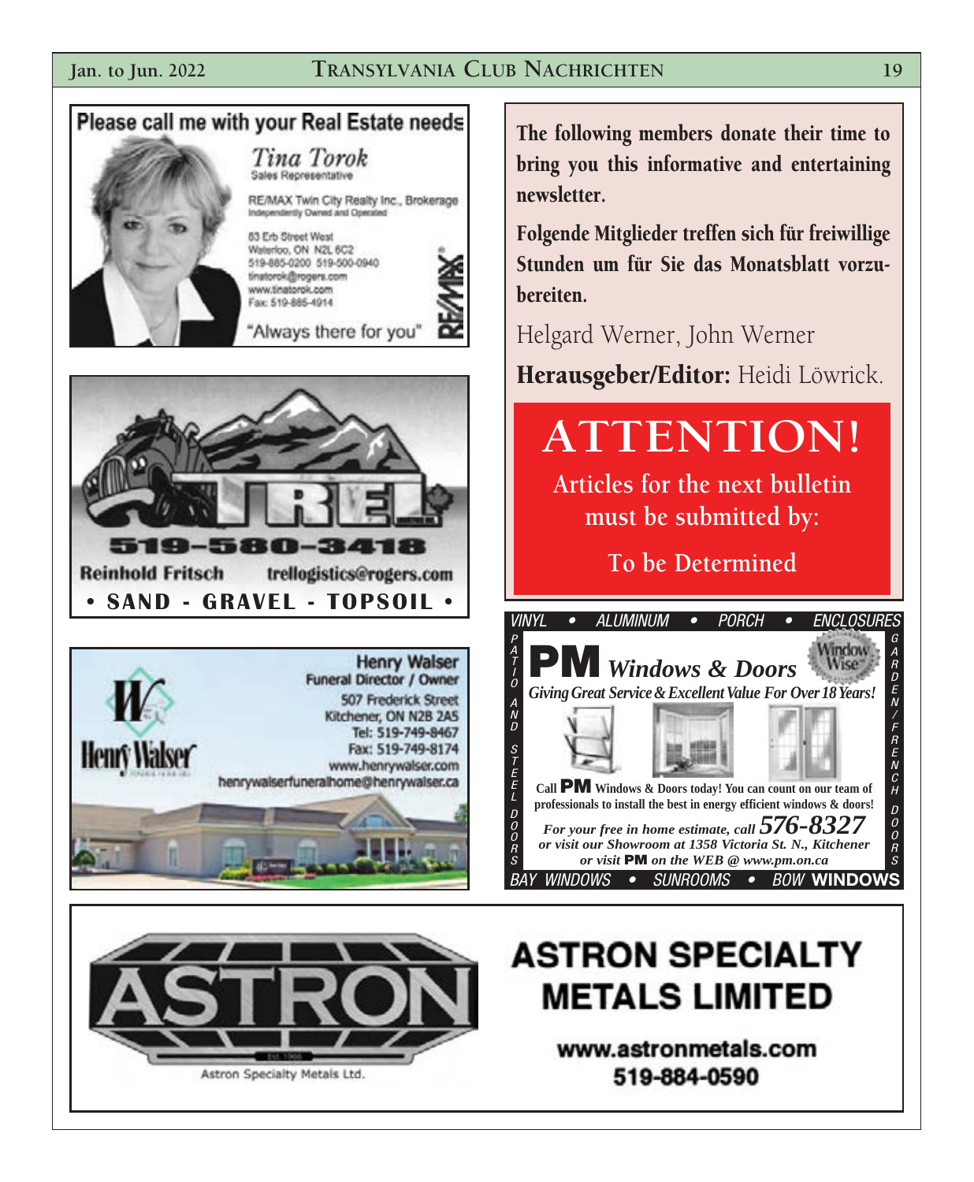Please call me with your Real Estate needs

*Tina Torok*
Sales Representative

RE/MAX Twin City Realty Inc., Brokerage
Independently Owned and Operated

83 Erb Street West
Waterloo, ON N2L 6C2
519-885-0200 519-500-0940
tinatorok@rogers.com
www.tinatorok.com
Fax: 519-885-4914

"Always there for you"

RE/MAX

---

TREL

519-580-3418

Reinhold Fritsch trellogistics@rogers.com

• SAND - GRAVEL - TOPSOIL •

---

Henry Walser

**Henry Walser**
**Funeral Director / Owner**
507 Frederick Street
Kitchener, ON N2B 2A5
Tel: 519-749-8467
Fax: 519-749-8174
www.henrywalser.com
henrywalserfuneralhome@henrywalser.ca

---

**The following members donate their time to bring you this informative and entertaining newsletter.**

**Folgende Mitglieder treffen sich für freiwillige Stunden um für Sie das Monatsblatt vorzubereiten.**

Helgard Werner, John Werner

**Herausgeber/Editor:** Heidi Löwrick.

# ATTENTION!

**Articles for the next bulletin must be submitted by:**

**To be Determined**

---

*VINYL • ALUMINUM • PORCH • ENCLOSURES*

*PATIO AND STEEL DOORS* | *GARDEN/FRENCH DOORS*

**PM** *Windows & Doors*

Window Wise

***Giving Great Service & Excellent Value For Over 18 Years!***

**Call PM Windows & Doors today! You can count on our team of professionals to install the best in energy efficient windows & doors!**

***For your free in home estimate, call 576-8327***
***or visit our Showroom at 1358 Victoria St. N., Kitchener***
***or visit PM on the WEB @ www.pm.on.ca***

*BAY WINDOWS • SUNROOMS • BOW* **WINDOWS**

---

ASTRON

Est. 1966

Astron Specialty Metals Ltd.

## ASTRON SPECIALTY METALS LIMITED

**www.astronmetals.com**
**519-884-0590**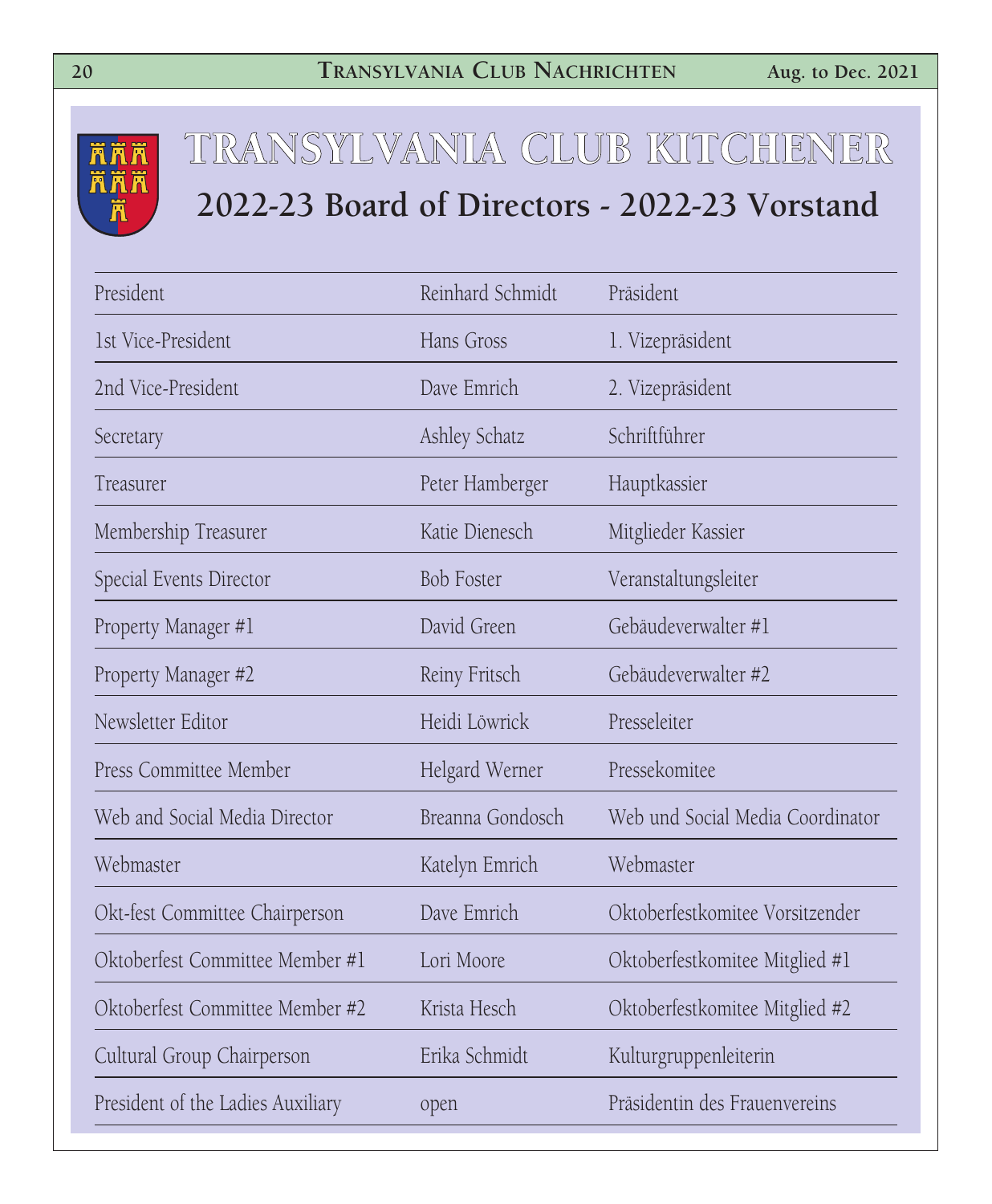# TRANSYLVANIA CLUB KITCHENER

## 2022-23 Board of Directors - 2022-23 Vorstand

| | | |
|---|---|---|
| President | Reinhard Schmidt | Präsident |
| 1st Vice-President | Hans Gross | 1. Vizepräsident |
| 2nd Vice-President | Dave Emrich | 2. Vizepräsident |
| Secretary | Ashley Schatz | Schriftführer |
| Treasurer | Peter Hamberger | Hauptkassier |
| Membership Treasurer | Katie Dienesch | Mitglieder Kassier |
| Special Events Director | Bob Foster | Veranstaltungsleiter |
| Property Manager #1 | David Green | Gebäudeverwalter #1 |
| Property Manager #2 | Reiny Fritsch | Gebäudeverwalter #2 |
| Newsletter Editor | Heidi Löwrick | Presseleiter |
| Press Committee Member | Helgard Werner | Pressekomitee |
| Web and Social Media Director | Breanna Gondosch | Web und Social Media Coordinator |
| Webmaster | Katelyn Emrich | Webmaster |
| Okt-fest Committee Chairperson | Dave Emrich | Oktoberfestkomitee Vorsitzender |
| Oktoberfest Committee Member #1 | Lori Moore | Oktoberfestkomitee Mitglied #1 |
| Oktoberfest Committee Member #2 | Krista Hesch | Oktoberfestkomitee Mitglied #2 |
| Cultural Group Chairperson | Erika Schmidt | Kulturgruppenleiterin |
| President of the Ladies Auxiliary | open | Präsidentin des Frauenvereins |